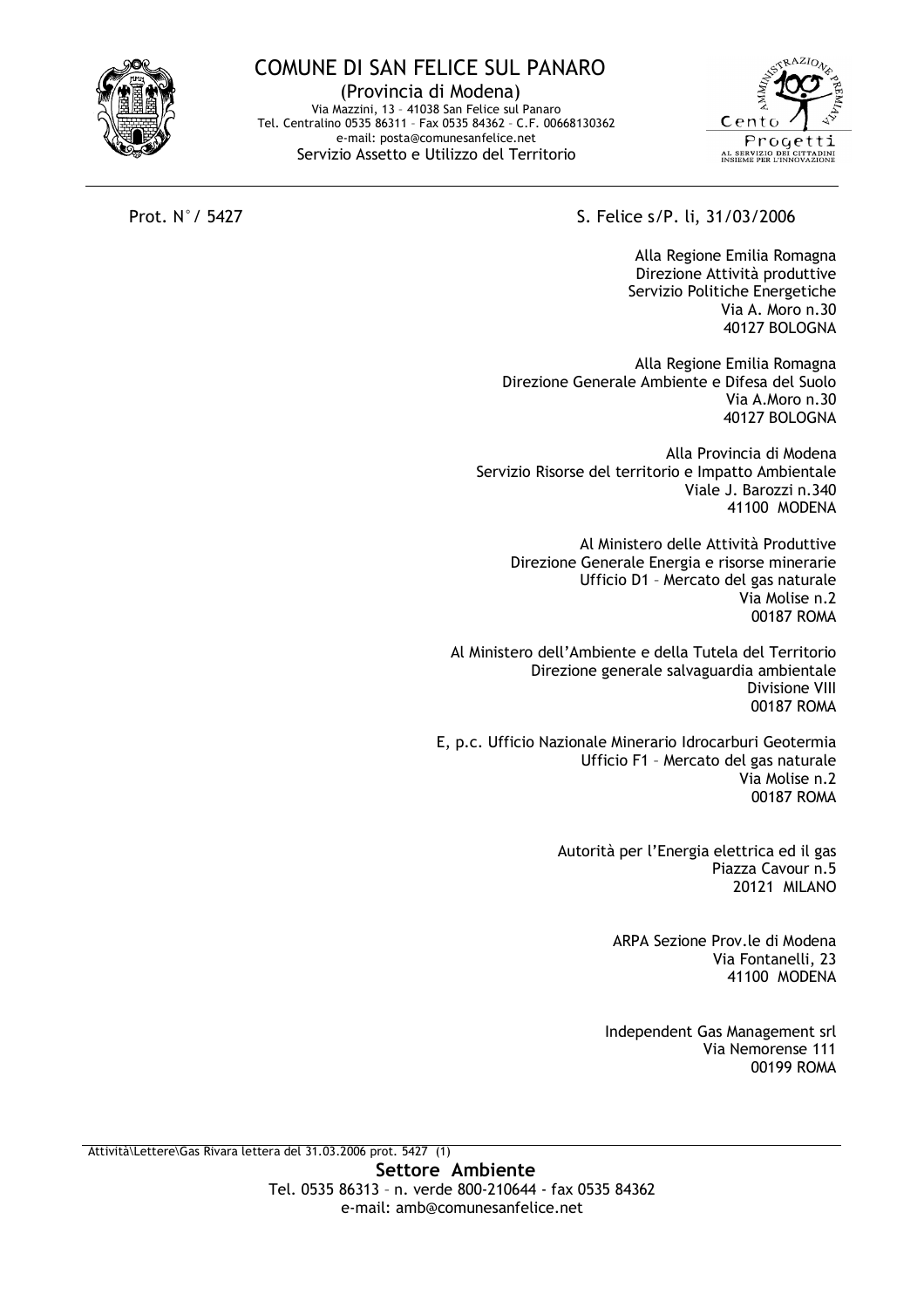# COMUNE DI SAN FELICE SUL PANARO

(Provincia di Modena)
Via Mazzini, 13 – 41038 San Felice sul Panaro
Tel. Centralino 0535 86311 – Fax 0535 84362 – C.F. 00668130362
e-mail: posta@comunesanfelice.net
Servizio Assetto e Utilizzo del Territorio

Prot. N°/ 5427

S. Felice s/P. li, 31/03/2006

Alla Regione Emilia Romagna
Direzione Attività produttive
Servizio Politiche Energetiche
Via A. Moro n.30
40127 BOLOGNA

Alla Regione Emilia Romagna
Direzione Generale Ambiente e Difesa del Suolo
Via A.Moro n.30
40127 BOLOGNA

Alla Provincia di Modena
Servizio Risorse del territorio e Impatto Ambientale
Viale J. Barozzi n.340
41100 MODENA

Al Ministero delle Attività Produttive
Direzione Generale Energia e risorse minerarie
Ufficio D1 – Mercato del gas naturale
Via Molise n.2
00187 ROMA

Al Ministero dell'Ambiente e della Tutela del Territorio
Direzione generale salvaguardia ambientale
Divisione VIII
00187 ROMA

E, p.c. Ufficio Nazionale Minerario Idrocarburi Geotermia
Ufficio F1 – Mercato del gas naturale
Via Molise n.2
00187 ROMA

Autorità per l'Energia elettrica ed il gas
Piazza Cavour n.5
20121 MILANO

ARPA Sezione Prov.le di Modena
Via Fontanelli, 23
41100 MODENA

Independent Gas Management srl
Via Nemorense 111
00199 ROMA

Attività\Lettere\Gas Rivara lettera del 31.03.2006 prot. 5427 (1)

**Settore Ambiente**
Tel. 0535 86313 – n. verde 800-210644 - fax 0535 84362
e-mail: amb@comunesanfelice.net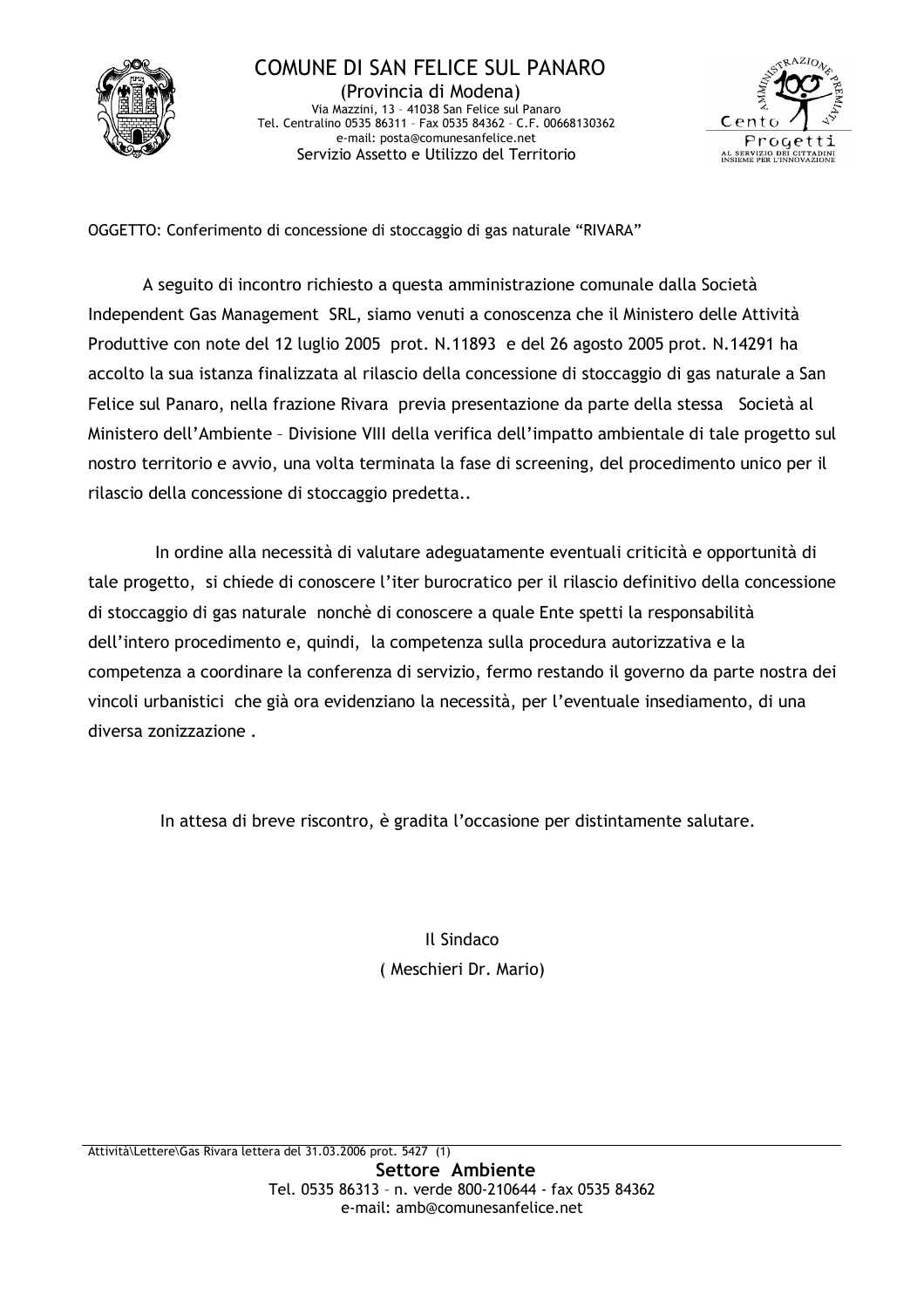# COMUNE DI SAN FELICE SUL PANARO

(Provincia di Modena)
Via Mazzini, 13 – 41038 San Felice sul Panaro
Tel. Centralino 0535 86311 – Fax 0535 84362 – C.F. 00668130362
e-mail: posta@comunesanfelice.net
Servizio Assetto e Utilizzo del Territorio

OGGETTO: Conferimento di concessione di stoccaggio di gas naturale "RIVARA"

A seguito di incontro richiesto a questa amministrazione comunale dalla Società Independent Gas Management SRL, siamo venuti a conoscenza che il Ministero delle Attività Produttive con note del 12 luglio 2005 prot. N.11893 e del 26 agosto 2005 prot. N.14291 ha accolto la sua istanza finalizzata al rilascio della concessione di stoccaggio di gas naturale a San Felice sul Panaro, nella frazione Rivara previa presentazione da parte della stessa Società al Ministero dell'Ambiente – Divisione VIII della verifica dell'impatto ambientale di tale progetto sul nostro territorio e avvio, una volta terminata la fase di screening, del procedimento unico per il rilascio della concessione di stoccaggio predetta..

In ordine alla necessità di valutare adeguatamente eventuali criticità e opportunità di tale progetto, si chiede di conoscere l'iter burocratico per il rilascio definitivo della concessione di stoccaggio di gas naturale nonchè di conoscere a quale Ente spetti la responsabilità dell'intero procedimento e, quindi, la competenza sulla procedura autorizzativa e la competenza a coordinare la conferenza di servizio, fermo restando il governo da parte nostra dei vincoli urbanistici che già ora evidenziano la necessità, per l'eventuale insediamento, di una diversa zonizzazione .

In attesa di breve riscontro, è gradita l'occasione per distintamente salutare.

Il Sindaco
( Meschieri Dr. Mario)

Attività\Lettere\Gas Rivara lettera del 31.03.2006 prot. 5427 (1)

**Settore Ambiente**
Tel. 0535 86313 – n. verde 800-210644 - fax 0535 84362
e-mail: amb@comunesanfelice.net